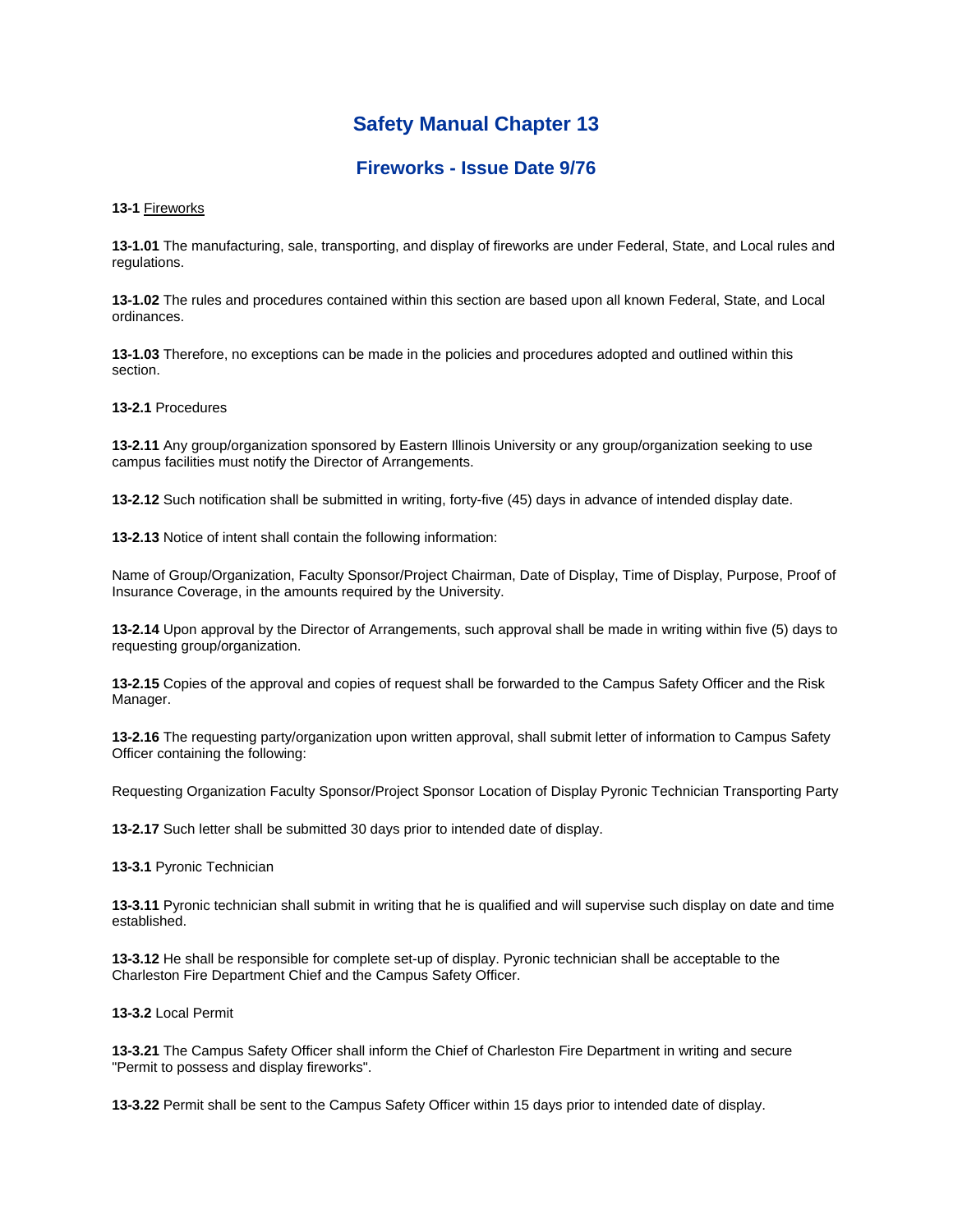# Safety Manual Chapter 13

## Fireworks - Issue Date 9/76

**13-1** <u>Fireworks</u>

**13-1.01** The manufacturing, sale, transporting, and display of fireworks are under Federal, State, and Local rules and regulations.

**13-1.02** The rules and procedures contained within this section are based upon all known Federal, State, and Local ordinances.

**13-1.03** Therefore, no exceptions can be made in the policies and procedures adopted and outlined within this section.

**13-2.1** Procedures

**13-2.11** Any group/organization sponsored by Eastern Illinois University or any group/organization seeking to use campus facilities must notify the Director of Arrangements.

**13-2.12** Such notification shall be submitted in writing, forty-five (45) days in advance of intended display date.

**13-2.13** Notice of intent shall contain the following information:

Name of Group/Organization, Faculty Sponsor/Project Chairman, Date of Display, Time of Display, Purpose, Proof of Insurance Coverage, in the amounts required by the University.

**13-2.14** Upon approval by the Director of Arrangements, such approval shall be made in writing within five (5) days to requesting group/organization.

**13-2.15** Copies of the approval and copies of request shall be forwarded to the Campus Safety Officer and the Risk Manager.

**13-2.16** The requesting party/organization upon written approval, shall submit letter of information to Campus Safety Officer containing the following:

Requesting Organization Faculty Sponsor/Project Sponsor Location of Display Pyronic Technician Transporting Party

**13-2.17** Such letter shall be submitted 30 days prior to intended date of display.

**13-3.1** Pyronic Technician

**13-3.11** Pyronic technician shall submit in writing that he is qualified and will supervise such display on date and time established.

**13-3.12** He shall be responsible for complete set-up of display. Pyronic technician shall be acceptable to the Charleston Fire Department Chief and the Campus Safety Officer.

**13-3.2** Local Permit

**13-3.21** The Campus Safety Officer shall inform the Chief of Charleston Fire Department in writing and secure "Permit to possess and display fireworks".

**13-3.22** Permit shall be sent to the Campus Safety Officer within 15 days prior to intended date of display.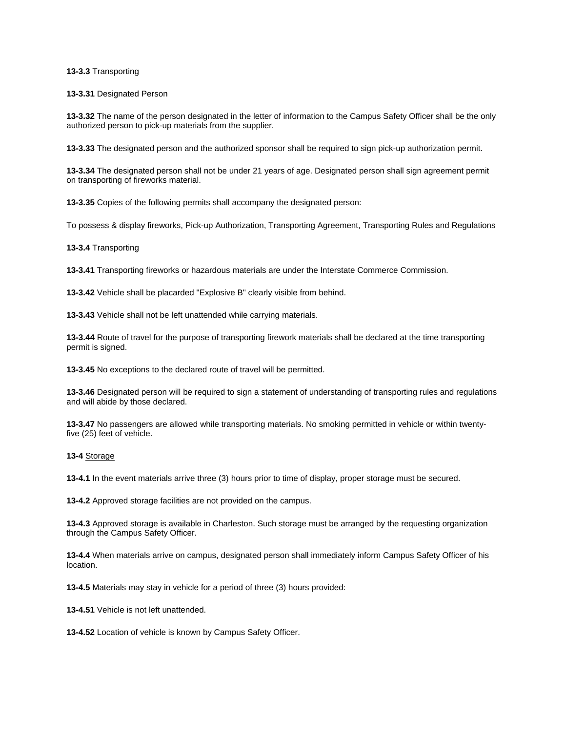**13-3.3** Transporting

**13-3.31** Designated Person

**13-3.32** The name of the person designated in the letter of information to the Campus Safety Officer shall be the only authorized person to pick-up materials from the supplier.

**13-3.33** The designated person and the authorized sponsor shall be required to sign pick-up authorization permit.

**13-3.34** The designated person shall not be under 21 years of age. Designated person shall sign agreement permit on transporting of fireworks material.

**13-3.35** Copies of the following permits shall accompany the designated person:

To possess & display fireworks, Pick-up Authorization, Transporting Agreement, Transporting Rules and Regulations

**13-3.4** Transporting

**13-3.41** Transporting fireworks or hazardous materials are under the Interstate Commerce Commission.

**13-3.42** Vehicle shall be placarded "Explosive B" clearly visible from behind.

**13-3.43** Vehicle shall not be left unattended while carrying materials.

**13-3.44** Route of travel for the purpose of transporting firework materials shall be declared at the time transporting permit is signed.

**13-3.45** No exceptions to the declared route of travel will be permitted.

**13-3.46** Designated person will be required to sign a statement of understanding of transporting rules and regulations and will abide by those declared.

**13-3.47** No passengers are allowed while transporting materials. No smoking permitted in vehicle or within twenty-five (25) feet of vehicle.

**13-4** Storage

**13-4.1** In the event materials arrive three (3) hours prior to time of display, proper storage must be secured.

**13-4.2** Approved storage facilities are not provided on the campus.

**13-4.3** Approved storage is available in Charleston. Such storage must be arranged by the requesting organization through the Campus Safety Officer.

**13-4.4** When materials arrive on campus, designated person shall immediately inform Campus Safety Officer of his location.

**13-4.5** Materials may stay in vehicle for a period of three (3) hours provided:

**13-4.51** Vehicle is not left unattended.

**13-4.52** Location of vehicle is known by Campus Safety Officer.